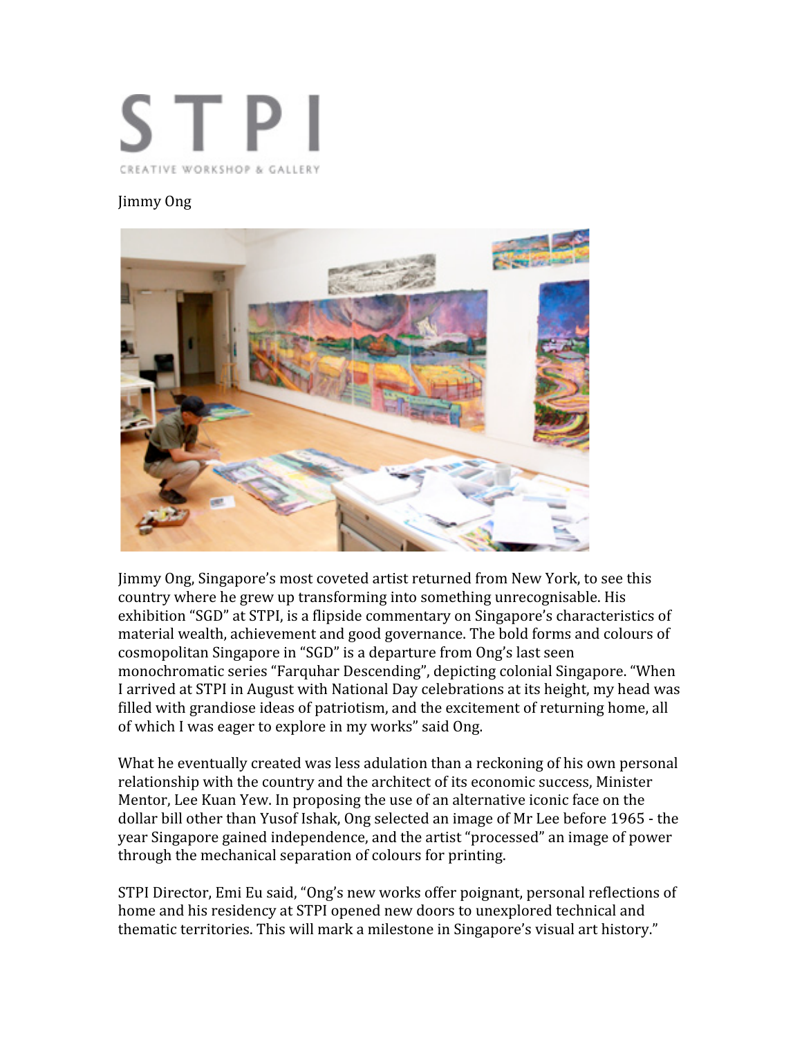STPI

CREATIVE WORKSHOP & GALLERY

Jimmy Ong

Jimmy Ong, Singapore's most coveted artist returned from New York, to see this country where he grew up transforming into something unrecognisable. His exhibition "SGD" at STPI, is a flipside commentary on Singapore's characteristics of material wealth, achievement and good governance. The bold forms and colours of cosmopolitan Singapore in "SGD" is a departure from Ong's last seen monochromatic series "Farquhar Descending", depicting colonial Singapore. "When I arrived at STPI in August with National Day celebrations at its height, my head was filled with grandiose ideas of patriotism, and the excitement of returning home, all of which I was eager to explore in my works" said Ong.

What he eventually created was less adulation than a reckoning of his own personal relationship with the country and the architect of its economic success, Minister Mentor, Lee Kuan Yew. In proposing the use of an alternative iconic face on the dollar bill other than Yusof Ishak, Ong selected an image of Mr Lee before 1965 - the year Singapore gained independence, and the artist "processed" an image of power through the mechanical separation of colours for printing.

STPI Director, Emi Eu said, "Ong's new works offer poignant, personal reflections of home and his residency at STPI opened new doors to unexplored technical and thematic territories. This will mark a milestone in Singapore's visual art history."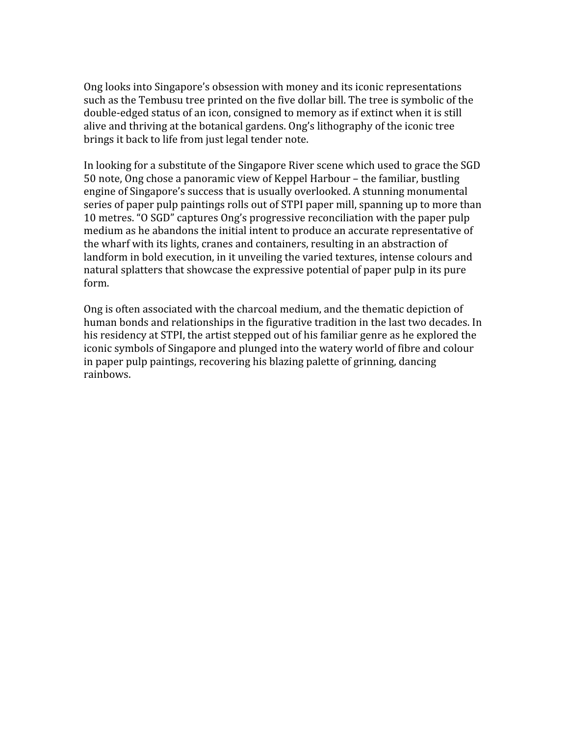Ong looks into Singapore's obsession with money and its iconic representations such as the Tembusu tree printed on the five dollar bill. The tree is symbolic of the double-edged status of an icon, consigned to memory as if extinct when it is still alive and thriving at the botanical gardens. Ong's lithography of the iconic tree brings it back to life from just legal tender note.

In looking for a substitute of the Singapore River scene which used to grace the SGD 50 note, Ong chose a panoramic view of Keppel Harbour – the familiar, bustling engine of Singapore's success that is usually overlooked. A stunning monumental series of paper pulp paintings rolls out of STPI paper mill, spanning up to more than 10 metres. "O SGD" captures Ong's progressive reconciliation with the paper pulp medium as he abandons the initial intent to produce an accurate representative of the wharf with its lights, cranes and containers, resulting in an abstraction of landform in bold execution, in it unveiling the varied textures, intense colours and natural splatters that showcase the expressive potential of paper pulp in its pure form.

Ong is often associated with the charcoal medium, and the thematic depiction of human bonds and relationships in the figurative tradition in the last two decades. In his residency at STPI, the artist stepped out of his familiar genre as he explored the iconic symbols of Singapore and plunged into the watery world of fibre and colour in paper pulp paintings, recovering his blazing palette of grinning, dancing rainbows.